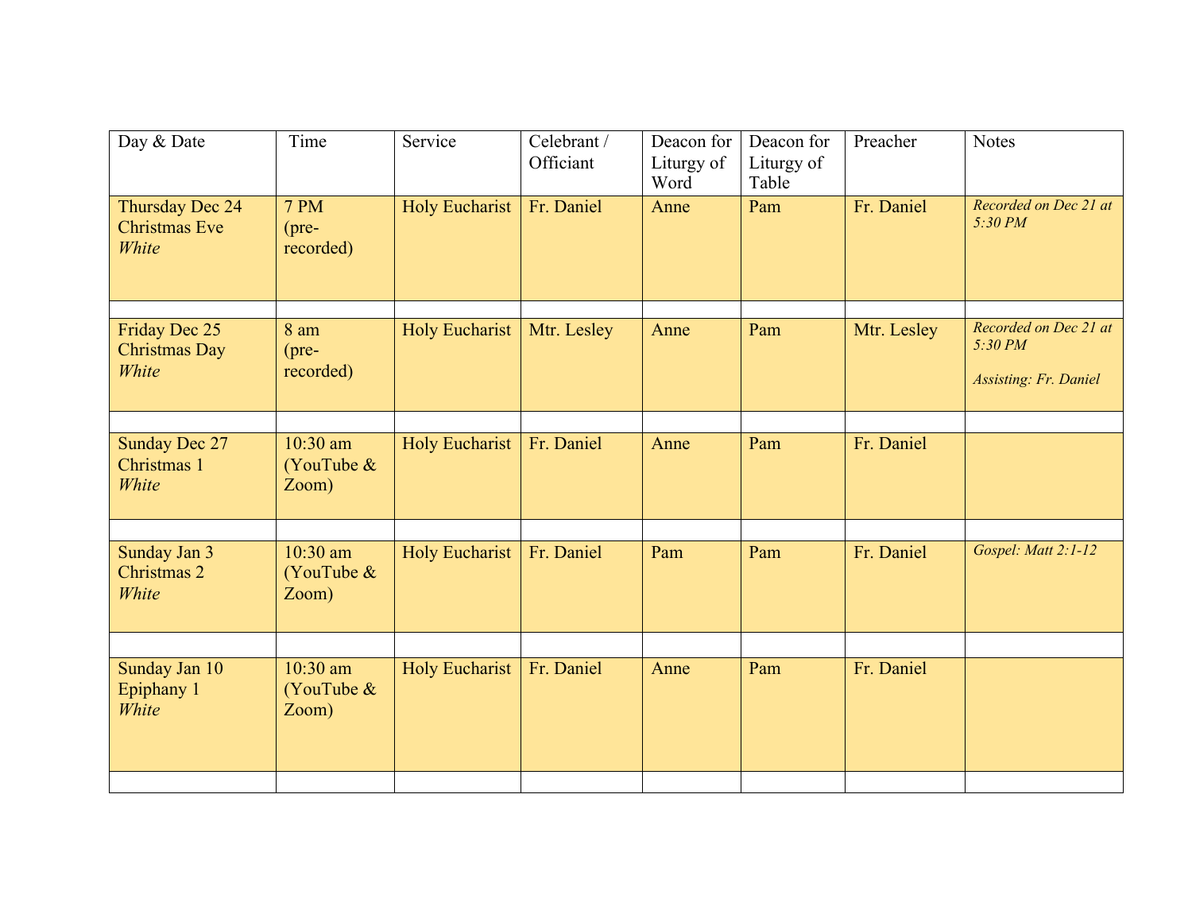| Day & Date | Time | Service | Celebrant / Officiant | Deacon for Liturgy of Word | Deacon for Liturgy of Table | Preacher | Notes |
|---|---|---|---|---|---|---|---|
| Thursday Dec 24<br>Christmas Eve<br>*White* | 7 PM<br>(pre-recorded) | Holy Eucharist | Fr. Daniel | Anne | Pam | Fr. Daniel | *Recorded on Dec 21 at 5:30 PM* |
| | | | | | | | |
| Friday Dec 25<br>Christmas Day<br>*White* | 8 am<br>(pre-recorded) | Holy Eucharist | Mtr. Lesley | Anne | Pam | Mtr. Lesley | *Recorded on Dec 21 at 5:30 PM*<br><br>*Assisting: Fr. Daniel* |
| | | | | | | | |
| Sunday Dec 27<br>Christmas 1<br>*White* | 10:30 am<br>(YouTube & Zoom) | Holy Eucharist | Fr. Daniel | Anne | Pam | Fr. Daniel | |
| | | | | | | | |
| Sunday Jan 3<br>Christmas 2<br>*White* | 10:30 am<br>(YouTube & Zoom) | Holy Eucharist | Fr. Daniel | Pam | Pam | Fr. Daniel | *Gospel: Matt 2:1-12* |
| | | | | | | | |
| Sunday Jan 10<br>Epiphany 1<br>*White* | 10:30 am<br>(YouTube & Zoom) | Holy Eucharist | Fr. Daniel | Anne | Pam | Fr. Daniel | |
| | | | | | | | |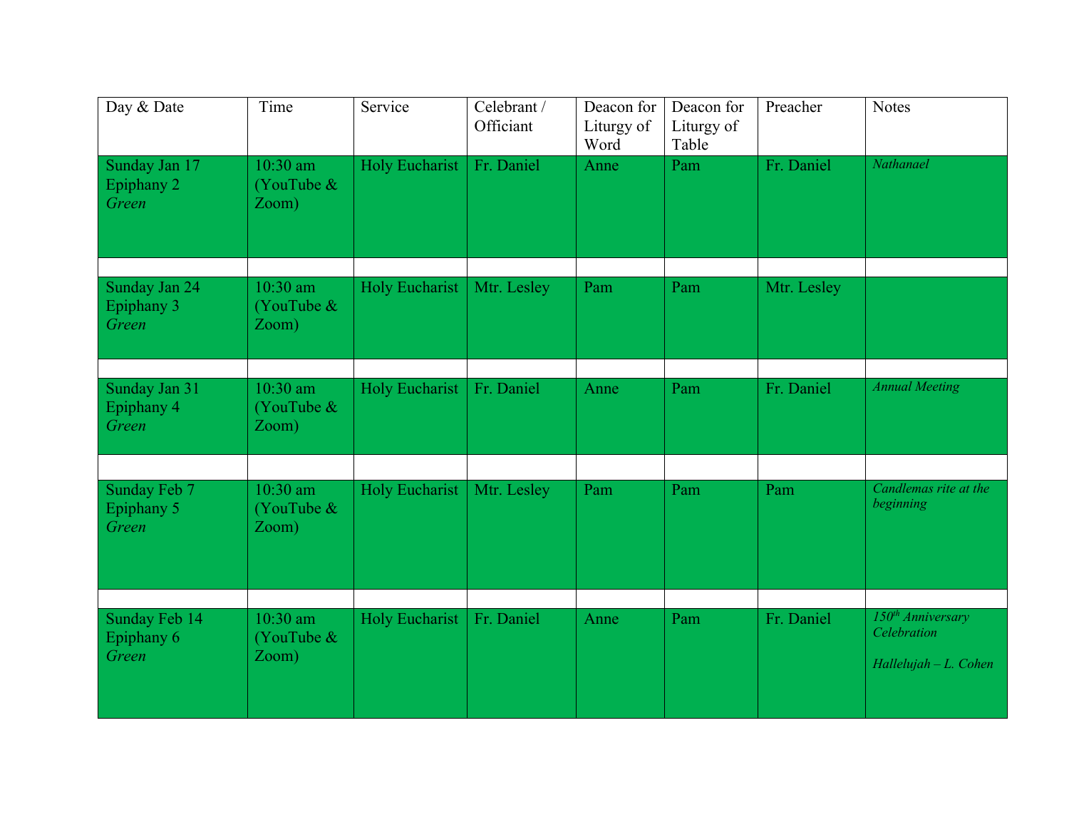| Day & Date | Time | Service | Celebrant / Officiant | Deacon for Liturgy of Word | Deacon for Liturgy of Table | Preacher | Notes |
|---|---|---|---|---|---|---|---|
| Sunday Jan 17 Epiphany 2 *Green* | 10:30 am (YouTube & Zoom) | Holy Eucharist | Fr. Daniel | Anne | Pam | Fr. Daniel | *Nathanael* |
| | | | | | | | |
| Sunday Jan 24 Epiphany 3 *Green* | 10:30 am (YouTube & Zoom) | Holy Eucharist | Mtr. Lesley | Pam | Pam | Mtr. Lesley | |
| | | | | | | | |
| Sunday Jan 31 Epiphany 4 *Green* | 10:30 am (YouTube & Zoom) | Holy Eucharist | Fr. Daniel | Anne | Pam | Fr. Daniel | *Annual Meeting* |
| | | | | | | | |
| Sunday Feb 7 Epiphany 5 *Green* | 10:30 am (YouTube & Zoom) | Holy Eucharist | Mtr. Lesley | Pam | Pam | Pam | *Candlemas rite at the beginning* |
| | | | | | | | |
| Sunday Feb 14 Epiphany 6 *Green* | 10:30 am (YouTube & Zoom) | Holy Eucharist | Fr. Daniel | Anne | Pam | Fr. Daniel | *150th Anniversary Celebration* <br><br> *Hallelujah – L. Cohen* |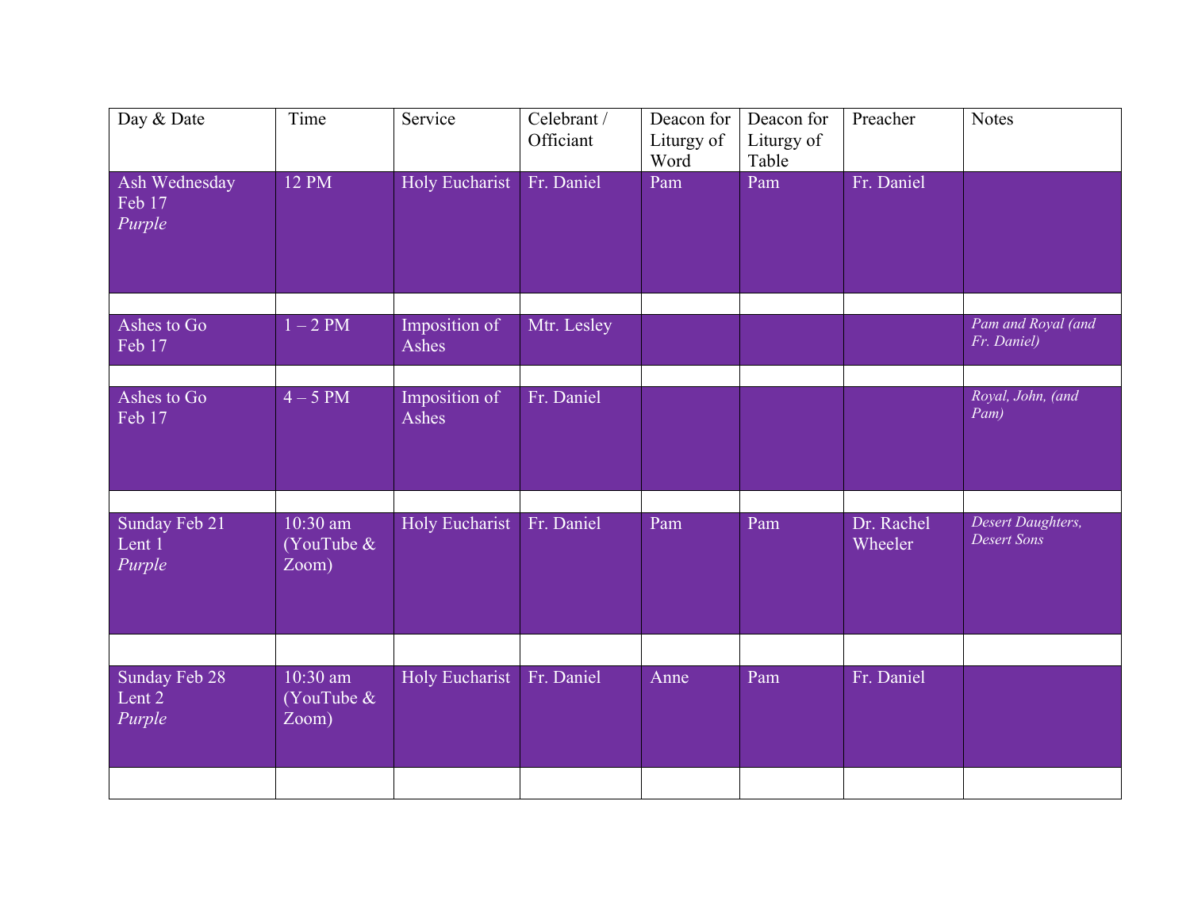| Day & Date | Time | Service | Celebrant / Officiant | Deacon for Liturgy of Word | Deacon for Liturgy of Table | Preacher | Notes |
|---|---|---|---|---|---|---|---|
| Ash Wednesday Feb 17 *Purple* | 12 PM | Holy Eucharist | Fr. Daniel | Pam | Pam | Fr. Daniel | |
| | | | | | | | |
| Ashes to Go Feb 17 | 1 – 2 PM | Imposition of Ashes | Mtr. Lesley | | | | *Pam and Royal (and Fr. Daniel)* |
| | | | | | | | |
| Ashes to Go Feb 17 | 4 – 5 PM | Imposition of Ashes | Fr. Daniel | | | | *Royal, John, (and Pam)* |
| | | | | | | | |
| Sunday Feb 21 Lent 1 *Purple* | 10:30 am (YouTube & Zoom) | Holy Eucharist | Fr. Daniel | Pam | Pam | Dr. Rachel Wheeler | *Desert Daughters, Desert Sons* |
| | | | | | | | |
| Sunday Feb 28 Lent 2 *Purple* | 10:30 am (YouTube & Zoom) | Holy Eucharist | Fr. Daniel | Anne | Pam | Fr. Daniel | |
| | | | | | | | |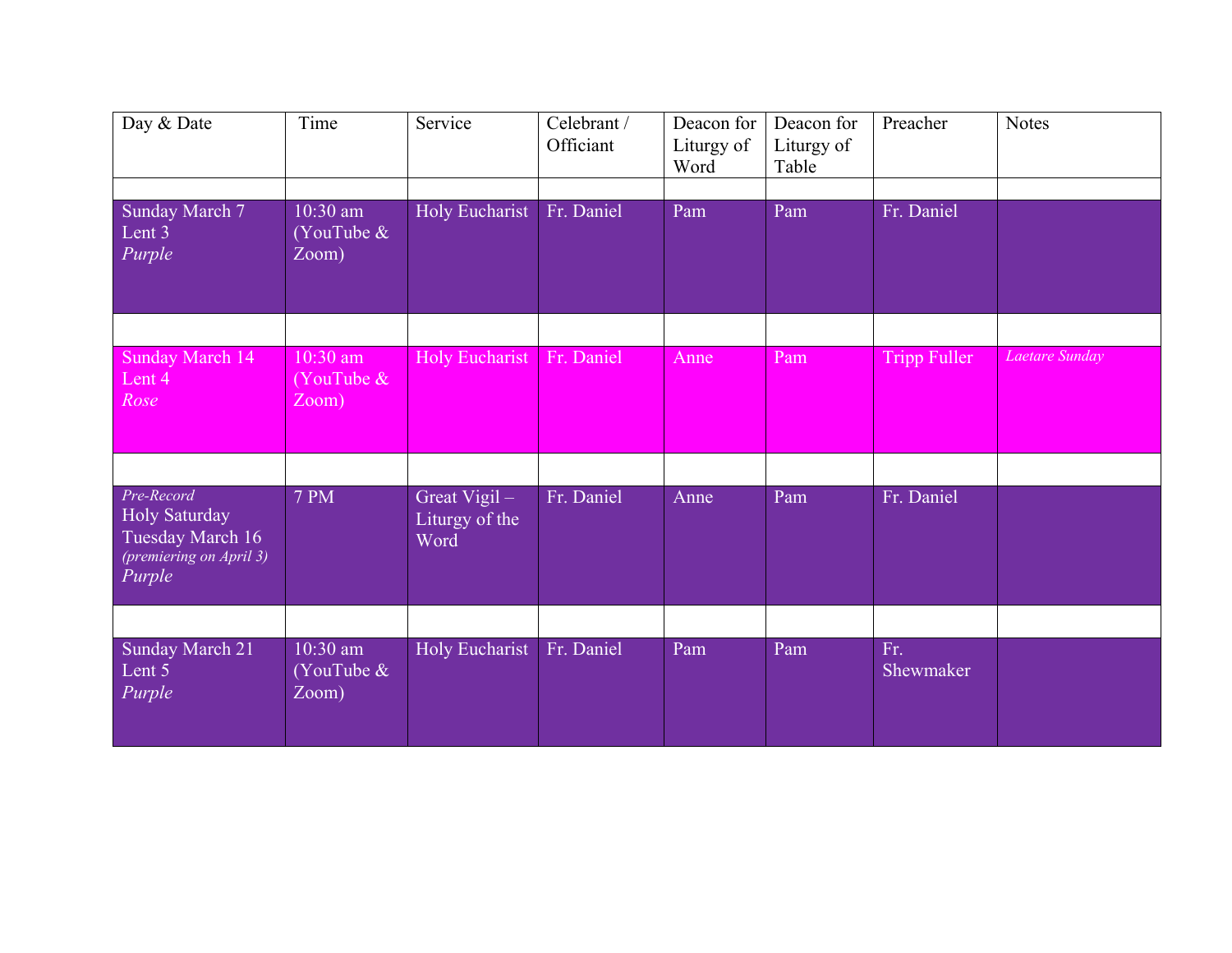| Day & Date | Time | Service | Celebrant / Officiant | Deacon for Liturgy of Word | Deacon for Liturgy of Table | Preacher | Notes |
|---|---|---|---|---|---|---|---|
| | | | | | | | |
| Sunday March 7<br>Lent 3<br>*Purple* | 10:30 am (YouTube & Zoom) | Holy Eucharist | Fr. Daniel | Pam | Pam | Fr. Daniel | |
| | | | | | | | |
| Sunday March 14<br>Lent 4<br>*Rose* | 10:30 am (YouTube & Zoom) | Holy Eucharist | Fr. Daniel | Anne | Pam | Tripp Fuller | *Laetare Sunday* |
| | | | | | | | |
| *Pre-Record*<br>Holy Saturday<br>Tuesday March 16<br>*(premiering on April 3)*<br>*Purple* | 7 PM | Great Vigil – Liturgy of the Word | Fr. Daniel | Anne | Pam | Fr. Daniel | |
| | | | | | | | |
| Sunday March 21<br>Lent 5<br>*Purple* | 10:30 am (YouTube & Zoom) | Holy Eucharist | Fr. Daniel | Pam | Pam | Fr. Shewmaker | |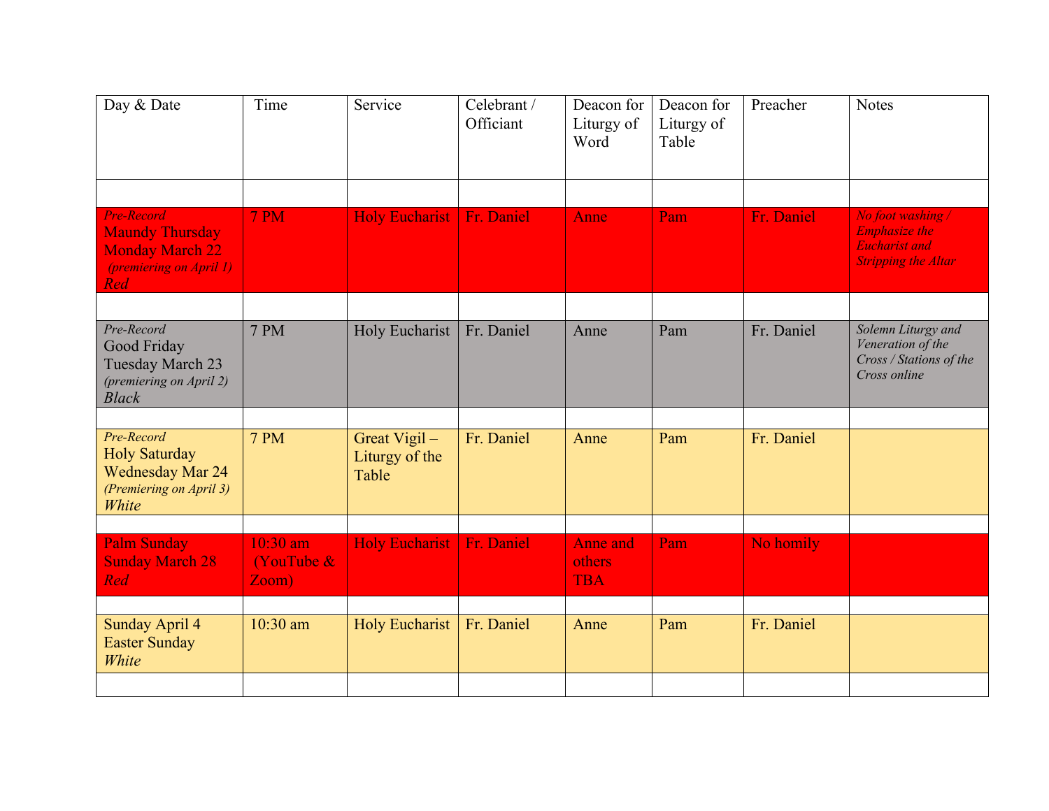| Day & Date | Time | Service | Celebrant / Officiant | Deacon for Liturgy of Word | Deacon for Liturgy of Table | Preacher | Notes |
|---|---|---|---|---|---|---|---|
| | | | | | | | |
| *Pre-Record* Maundy Thursday Monday March 22 *(premiering on April 1)* *Red* | 7 PM | Holy Eucharist | Fr. Daniel | Anne | Pam | Fr. Daniel | *No foot washing / Emphasize the Eucharist and Stripping the Altar* |
| | | | | | | | |
| *Pre-Record* Good Friday Tuesday March 23 *(premiering on April 2)* *Black* | 7 PM | Holy Eucharist | Fr. Daniel | Anne | Pam | Fr. Daniel | *Solemn Liturgy and Veneration of the Cross / Stations of the Cross online* |
| | | | | | | | |
| *Pre-Record* Holy Saturday Wednesday Mar 24 *(Premiering on April 3)* *White* | 7 PM | Great Vigil – Liturgy of the Table | Fr. Daniel | Anne | Pam | Fr. Daniel | |
| | | | | | | | |
| Palm Sunday Sunday March 28 *Red* | 10:30 am (YouTube & Zoom) | Holy Eucharist | Fr. Daniel | Anne and others TBA | Pam | No homily | |
| | | | | | | | |
| Sunday April 4 Easter Sunday *White* | 10:30 am | Holy Eucharist | Fr. Daniel | Anne | Pam | Fr. Daniel | |
| | | | | | | | |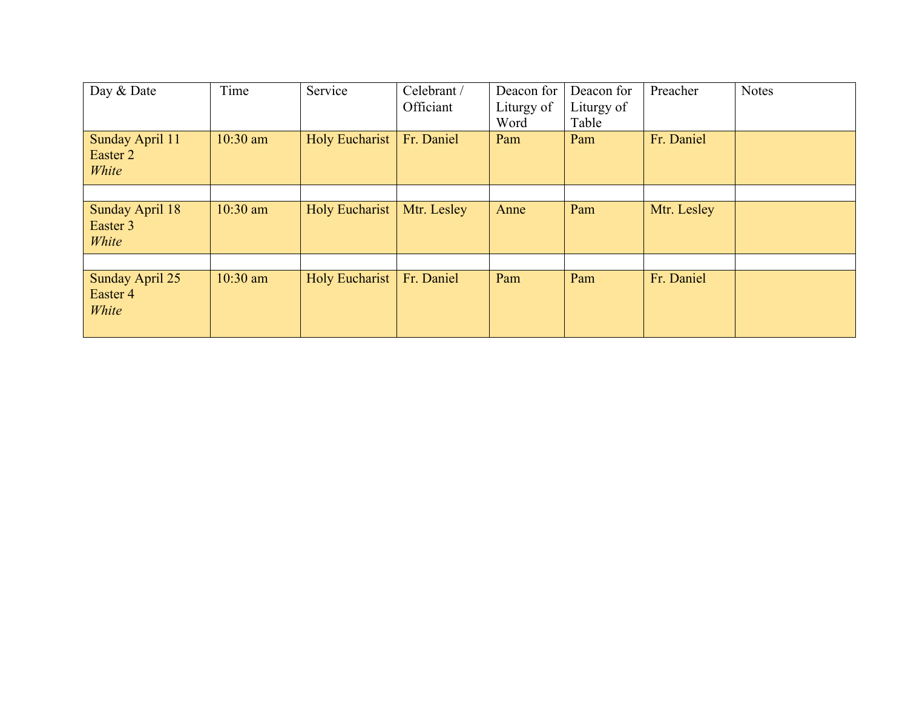| Day & Date | Time | Service | Celebrant / Officiant | Deacon for Liturgy of Word | Deacon for Liturgy of Table | Preacher | Notes |
|---|---|---|---|---|---|---|---|
| Sunday April 11<br>Easter 2<br>*White* | 10:30 am | Holy Eucharist | Fr. Daniel | Pam | Pam | Fr. Daniel | |
| | | | | | | | |
| Sunday April 18<br>Easter 3<br>*White* | 10:30 am | Holy Eucharist | Mtr. Lesley | Anne | Pam | Mtr. Lesley | |
| | | | | | | | |
| Sunday April 25<br>Easter 4<br>*White* | 10:30 am | Holy Eucharist | Fr. Daniel | Pam | Pam | Fr. Daniel | |